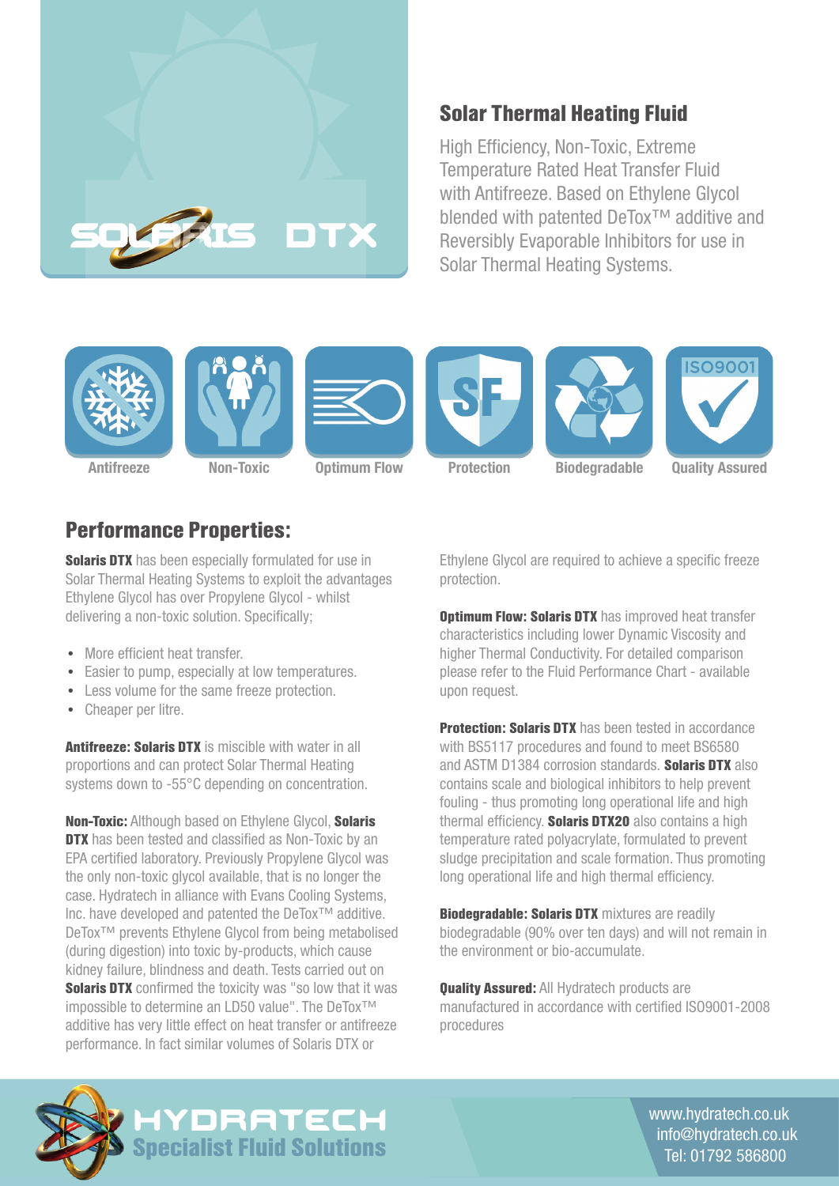SOLARIS DTX

## Solar Thermal Heating Fluid

High Efficiency, Non-Toxic, Extreme Temperature Rated Heat Transfer Fluid with Antifreeze. Based on Ethylene Glycol blended with patented DeTox™ additive and Reversibly Evaporable Inhibitors for use in Solar Thermal Heating Systems.

Antifreeze | Non-Toxic | Optimum Flow | Protection | Biodegradable | Quality Assured

## Performance Properties:

**Solaris DTX** has been especially formulated for use in Solar Thermal Heating Systems to exploit the advantages Ethylene Glycol has over Propylene Glycol - whilst delivering a non-toxic solution. Specifically;

- More efficient heat transfer.
- Easier to pump, especially at low temperatures.
- Less volume for the same freeze protection.
- Cheaper per litre.

**Antifreeze: Solaris DTX** is miscible with water in all proportions and can protect Solar Thermal Heating systems down to -55°C depending on concentration.

**Non-Toxic:** Although based on Ethylene Glycol, **Solaris DTX** has been tested and classified as Non-Toxic by an EPA certified laboratory. Previously Propylene Glycol was the only non-toxic glycol available, that is no longer the case. Hydratech in alliance with Evans Cooling Systems, Inc. have developed and patented the DeTox™ additive. DeTox™ prevents Ethylene Glycol from being metabolised (during digestion) into toxic by-products, which cause kidney failure, blindness and death. Tests carried out on **Solaris DTX** confirmed the toxicity was "so low that it was impossible to determine an LD50 value". The DeTox™ additive has very little effect on heat transfer or antifreeze performance. In fact similar volumes of Solaris DTX or Ethylene Glycol are required to achieve a specific freeze protection.

**Optimum Flow: Solaris DTX** has improved heat transfer characteristics including lower Dynamic Viscosity and higher Thermal Conductivity. For detailed comparison please refer to the Fluid Performance Chart - available upon request.

**Protection: Solaris DTX** has been tested in accordance with BS5117 procedures and found to meet BS6580 and ASTM D1384 corrosion standards. **Solaris DTX** also contains scale and biological inhibitors to help prevent fouling - thus promoting long operational life and high thermal efficiency. **Solaris DTX20** also contains a high temperature rated polyacrylate, formulated to prevent sludge precipitation and scale formation. Thus promoting long operational life and high thermal efficiency.

**Biodegradable: Solaris DTX** mixtures are readily biodegradable (90% over ten days) and will not remain in the environment or bio-accumulate.

**Quality Assured:** All Hydratech products are manufactured in accordance with certified ISO9001-2008 procedures

HYDRATECH
Specialist Fluid Solutions

www.hydratech.co.uk
info@hydratech.co.uk
Tel: 01792 586800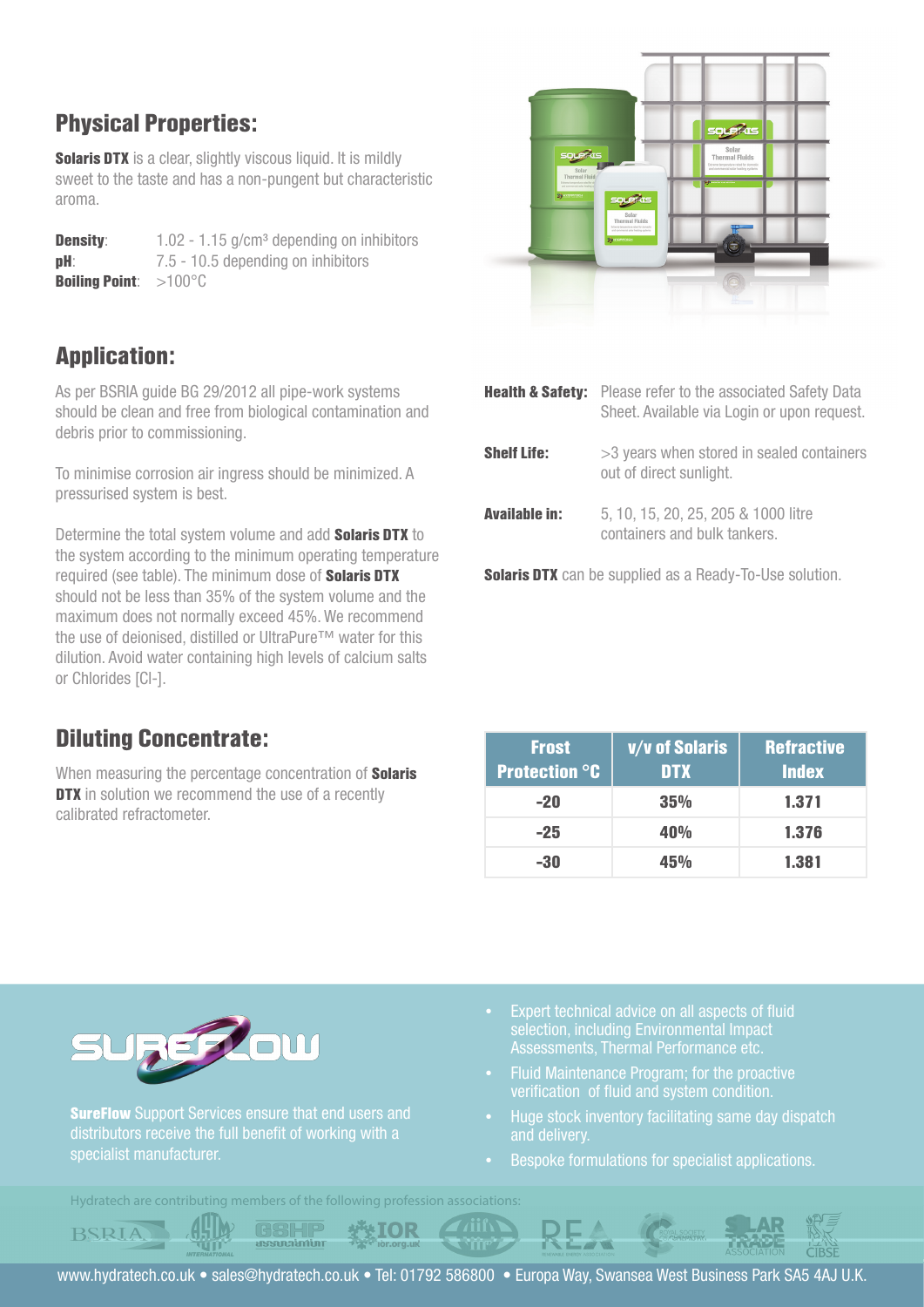## Physical Properties:

**Solaris DTX** is a clear, slightly viscous liquid. It is mildly sweet to the taste and has a non-pungent but characteristic aroma.

**Density**: 1.02 - 1.15 g/cm³ depending on inhibitors
**pH**: 7.5 - 10.5 depending on inhibitors
**Boiling Point**: >100°C

## Application:

As per BSRIA guide BG 29/2012 all pipe-work systems should be clean and free from biological contamination and debris prior to commissioning.

To minimise corrosion air ingress should be minimized. A pressurised system is best.

Determine the total system volume and add **Solaris DTX** to the system according to the minimum operating temperature required (see table). The minimum dose of **Solaris DTX** should not be less than 35% of the system volume and the maximum does not normally exceed 45%. We recommend the use of deionised, distilled or UltraPure™ water for this dilution. Avoid water containing high levels of calcium salts or Chlorides [Cl-].

**Health & Safety:** Please refer to the associated Safety Data Sheet. Available via Login or upon request.

**Shelf Life:** >3 years when stored in sealed containers out of direct sunlight.

**Available in:** 5, 10, 15, 20, 25, 205 & 1000 litre containers and bulk tankers.

**Solaris DTX** can be supplied as a Ready-To-Use solution.

## Diluting Concentrate:

When measuring the percentage concentration of **Solaris DTX** in solution we recommend the use of a recently calibrated refractometer.

| Frost Protection °C | v/v of Solaris DTX | Refractive Index |
|---|---|---|
| -20 | 35% | 1.371 |
| -25 | 40% | 1.376 |
| -30 | 45% | 1.381 |

SUREFLOW

**SureFlow** Support Services ensure that end users and distributors receive the full benefit of working with a specialist manufacturer.

- Expert technical advice on all aspects of fluid selection, including Environmental Impact Assessments, Thermal Performance etc.
- Fluid Maintenance Program; for the proactive verification of fluid and system condition.
- Huge stock inventory facilitating same day dispatch and delivery.
- Bespoke formulations for specialist applications.

Hydratech are contributing members of the following profession associations:

BSRIA · ASTM International · GSHP Association · IOR ior.org.uk · REA · Royal Society of Chemistry · Solar Trade Association · CIBSE

www.hydratech.co.uk • sales@hydratech.co.uk • Tel: 01792 586800 • Europa Way, Swansea West Business Park SA5 4AJ U.K.